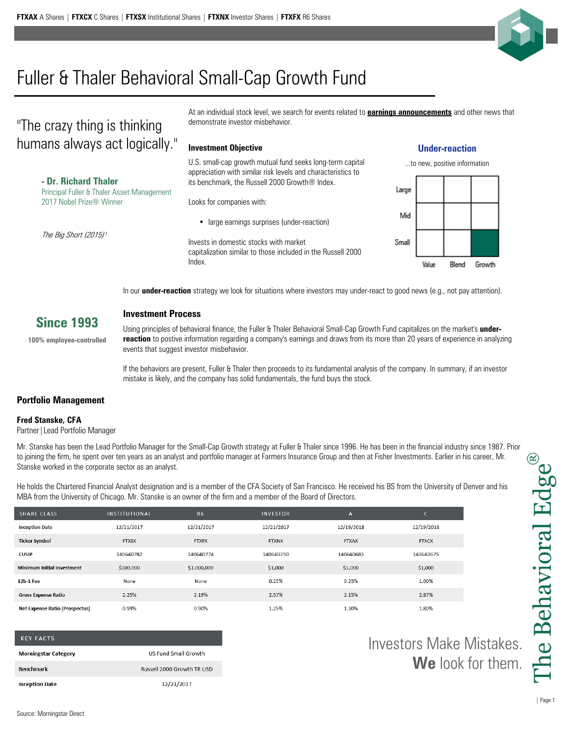**FTXAX** A Shares | **FTXCX** C Shares | **FTXSX** Institutional Shares | **FTXNX** Investor Shares | **FTXFX** R6 Shares

# Fuller & Thaler Behavioral Small-Cap Growth Fund

"The crazy thing is thinking humans always act logically."

**- Dr. Richard Thaler**
Principal Fuller & Thaler Asset Management
2017 Nobel Prize® Winner

*The Big Short (2015)*[1]

At an individual stock level, we search for events related to **earnings announcements** and other news that demonstrate investor misbehavior.

### Investment Objective

U.S. small-cap growth mutual fund seeks long-term capital appreciation with similar risk levels and characteristics to its benchmark, the Russell 2000 Growth® Index.

Looks for companies with:

- large earnings surprises (under-reaction)

Invests in domestic stocks with market capitalization similar to those included in the Russell 2000 Index.

**Under-reaction**

...to new, positive information

| | Value | Blend | Growth |
|---|---|---|---|
| Large | | | |
| Mid | | | |
| Small | | | ■ |

In our **under-reaction** strategy we look for situations where investors may under-react to good news (e.g., not pay attention).

**Since 1993**

**100% employee-controlled**

### Investment Process

Using principles of behavioral finance, the Fuller & Thaler Behavioral Small-Cap Growth Fund capitalizes on the market's **under-reaction** to postive information regarding a company's earnings and draws from its more than 20 years of experience in analyzing events that suggest investor misbehavior.

If the behaviors are present, Fuller & Thaler then proceeds to its fundamental analysis of the company. In summary, if an investor mistake is likely, and the company has solid fundamentals, the fund buys the stock.

### Portfolio Management

**Fred Stanske, CFA**
Partner | Lead Portfolio Manager

Mr. Stanske has been the Lead Portfolio Manager for the Small-Cap Growth strategy at Fuller & Thaler since 1996. He has been in the financial industry since 1987. Prior to joining the firm, he spent over ten years as an analyst and portfolio manager at Farmers Insurance Group and then at Fisher Investments. Earlier in his career, Mr. Stanske worked in the corporate sector as an analyst.

He holds the Chartered Financial Analyst designation and is a member of the CFA Society of San Francisco. He received his BS from the University of Denver and his MBA from the University of Chicago. Mr. Stanske is an owner of the firm and a member of the Board of Directors.

| SHARE CLASS | INSTITUTIONAL | R6 | INVESTOR | A | C |
|---|---|---|---|---|---|
| Inception Date | 12/21/2017 | 12/21/2017 | 12/21/2017 | 12/19/2018 | 12/19/2018 |
| Ticker Symbol | FTXSX | FTXFX | FTXNX | FTXAX | FTXCX |
| CUSIP | 14064D782 | 14064D774 | 14064D790 | 14064D683 | 14064D675 |
| Minimum Initial Investment | $100,000 | $1,000,000 | $1,000 | $1,000 | $1,000 |
| 12b-1 Fee | None | None | 0.25% | 0.25% | 1.00% |
| Gross Expense Ratio | 2.25% | 2.19% | 2.57% | 2.15% | 2.87% |
| Net Expense Ratio (Prospectus) | 0.99% | 0.90% | 1.25% | 1.30% | 1.80% |

| KEY FACTS | |
|---|---|
| Morningstar Category | US Fund Small Growth |
| Benchmark | Russell 2000 Growth TR USD |
| Inception Date | 12/21/2017 |

Investors Make Mistakes.
**We** look for them.

The Behavioral Edge®

Source: Morningstar Direct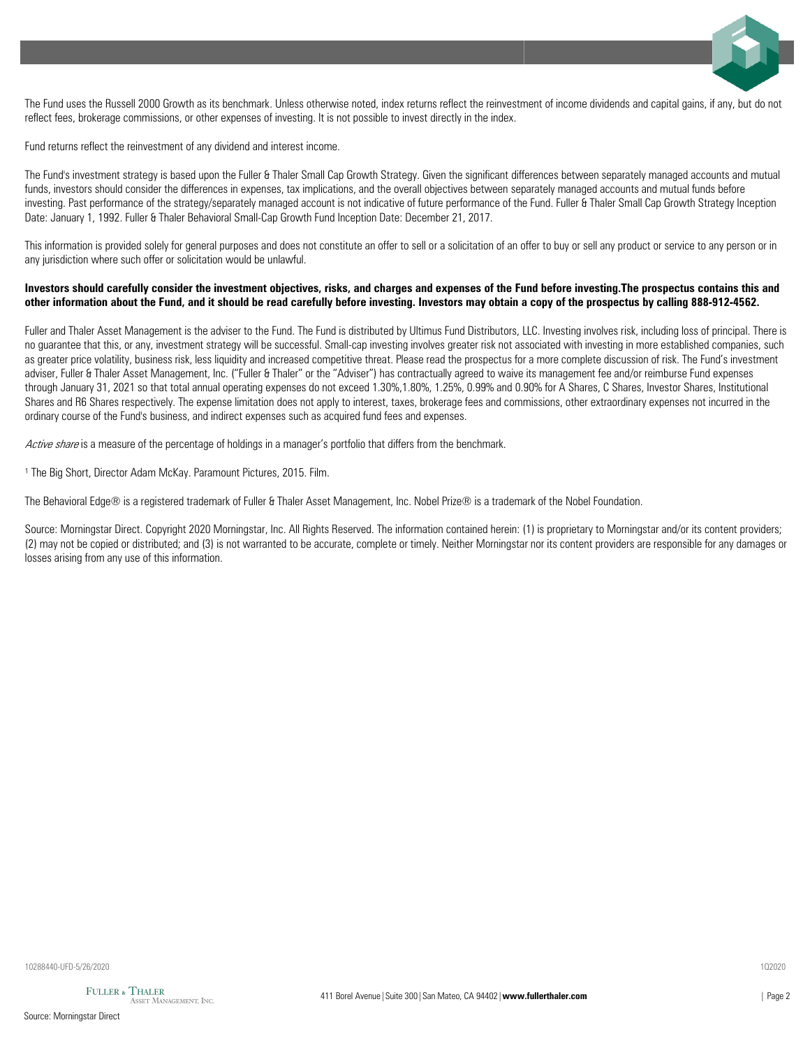The Fund uses the Russell 2000 Growth as its benchmark. Unless otherwise noted, index returns reflect the reinvestment of income dividends and capital gains, if any, but do not reflect fees, brokerage commissions, or other expenses of investing. It is not possible to invest directly in the index.

Fund returns reflect the reinvestment of any dividend and interest income.

The Fund's investment strategy is based upon the Fuller & Thaler Small Cap Growth Strategy. Given the significant differences between separately managed accounts and mutual funds, investors should consider the differences in expenses, tax implications, and the overall objectives between separately managed accounts and mutual funds before investing. Past performance of the strategy/separately managed account is not indicative of future performance of the Fund. Fuller & Thaler Small Cap Growth Strategy Inception Date: January 1, 1992. Fuller & Thaler Behavioral Small-Cap Growth Fund Inception Date: December 21, 2017.

This information is provided solely for general purposes and does not constitute an offer to sell or a solicitation of an offer to buy or sell any product or service to any person or in any jurisdiction where such offer or solicitation would be unlawful.

**Investors should carefully consider the investment objectives, risks, and charges and expenses of the Fund before investing.The prospectus contains this and other information about the Fund, and it should be read carefully before investing. Investors may obtain a copy of the prospectus by calling 888-912-4562.**

Fuller and Thaler Asset Management is the adviser to the Fund. The Fund is distributed by Ultimus Fund Distributors, LLC. Investing involves risk, including loss of principal. There is no guarantee that this, or any, investment strategy will be successful. Small-cap investing involves greater risk not associated with investing in more established companies, such as greater price volatility, business risk, less liquidity and increased competitive threat. Please read the prospectus for a more complete discussion of risk. The Fund's investment adviser, Fuller & Thaler Asset Management, Inc. ("Fuller & Thaler" or the "Adviser") has contractually agreed to waive its management fee and/or reimburse Fund expenses through January 31, 2021 so that total annual operating expenses do not exceed 1.30%,1.80%, 1.25%, 0.99% and 0.90% for A Shares, C Shares, Investor Shares, Institutional Shares and R6 Shares respectively. The expense limitation does not apply to interest, taxes, brokerage fees and commissions, other extraordinary expenses not incurred in the ordinary course of the Fund's business, and indirect expenses such as acquired fund fees and expenses.

*Active share* is a measure of the percentage of holdings in a manager's portfolio that differs from the benchmark.

[1] The Big Short, Director Adam McKay. Paramount Pictures, 2015. Film.

The Behavioral Edge® is a registered trademark of Fuller & Thaler Asset Management, Inc. Nobel Prize® is a trademark of the Nobel Foundation.

Source: Morningstar Direct. Copyright 2020 Morningstar, Inc. All Rights Reserved. The information contained herein: (1) is proprietary to Morningstar and/or its content providers; (2) may not be copied or distributed; and (3) is not warranted to be accurate, complete or timely. Neither Morningstar nor its content providers are responsible for any damages or losses arising from any use of this information.

10288440-UFD-5/26/2020

1Q2020

FULLER & THALER ASSET MANAGEMENT, INC.

411 Borel Avenue | Suite 300 | San Mateo, CA 94402 | **www.fullerthaler.com**

Source: Morningstar Direct